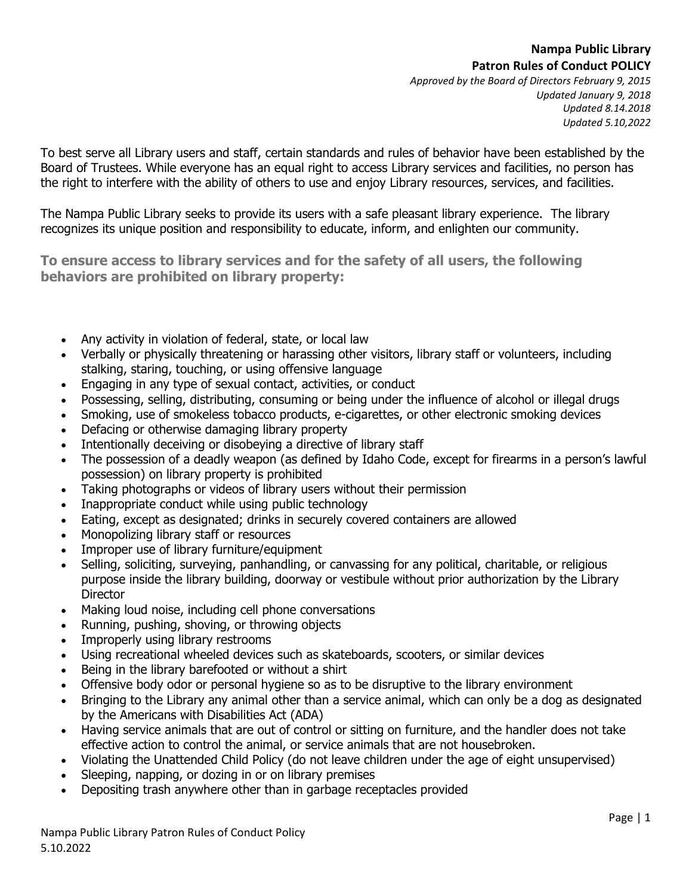**Nampa Public Library**
**Patron Rules of Conduct POLICY**
*Approved by the Board of Directors February 9, 2015*
*Updated January 9, 2018*
*Updated 8.14.2018*
*Updated 5.10,2022*

To best serve all Library users and staff, certain standards and rules of behavior have been established by the Board of Trustees. While everyone has an equal right to access Library services and facilities, no person has the right to interfere with the ability of others to use and enjoy Library resources, services, and facilities.

The Nampa Public Library seeks to provide its users with a safe pleasant library experience. The library recognizes its unique position and responsibility to educate, inform, and enlighten our community.

**To ensure access to library services and for the safety of all users, the following behaviors are prohibited on library property:**

- Any activity in violation of federal, state, or local law
- Verbally or physically threatening or harassing other visitors, library staff or volunteers, including stalking, staring, touching, or using offensive language
- Engaging in any type of sexual contact, activities, or conduct
- Possessing, selling, distributing, consuming or being under the influence of alcohol or illegal drugs
- Smoking, use of smokeless tobacco products, e-cigarettes, or other electronic smoking devices
- Defacing or otherwise damaging library property
- Intentionally deceiving or disobeying a directive of library staff
- The possession of a deadly weapon (as defined by Idaho Code, except for firearms in a person's lawful possession) on library property is prohibited
- Taking photographs or videos of library users without their permission
- Inappropriate conduct while using public technology
- Eating, except as designated; drinks in securely covered containers are allowed
- Monopolizing library staff or resources
- Improper use of library furniture/equipment
- Selling, soliciting, surveying, panhandling, or canvassing for any political, charitable, or religious purpose inside the library building, doorway or vestibule without prior authorization by the Library Director
- Making loud noise, including cell phone conversations
- Running, pushing, shoving, or throwing objects
- Improperly using library restrooms
- Using recreational wheeled devices such as skateboards, scooters, or similar devices
- Being in the library barefooted or without a shirt
- Offensive body odor or personal hygiene so as to be disruptive to the library environment
- Bringing to the Library any animal other than a service animal, which can only be a dog as designated by the Americans with Disabilities Act (ADA)
- Having service animals that are out of control or sitting on furniture, and the handler does not take effective action to control the animal, or service animals that are not housebroken.
- Violating the Unattended Child Policy (do not leave children under the age of eight unsupervised)
- Sleeping, napping, or dozing in or on library premises
- Depositing trash anywhere other than in garbage receptacles provided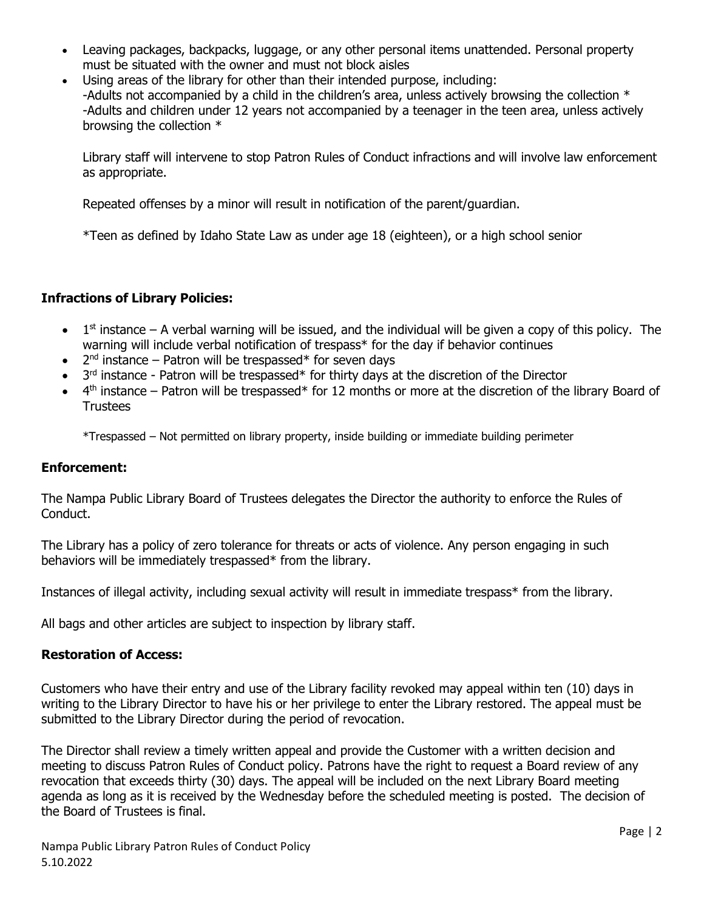- Leaving packages, backpacks, luggage, or any other personal items unattended. Personal property must be situated with the owner and must not block aisles
- Using areas of the library for other than their intended purpose, including:
  -Adults not accompanied by a child in the children's area, unless actively browsing the collection *
  -Adults and children under 12 years not accompanied by a teenager in the teen area, unless actively browsing the collection *

  Library staff will intervene to stop Patron Rules of Conduct infractions and will involve law enforcement as appropriate.

  Repeated offenses by a minor will result in notification of the parent/guardian.

  *Teen as defined by Idaho State Law as under age 18 (eighteen), or a high school senior

### Infractions of Library Policies:

- 1st instance – A verbal warning will be issued, and the individual will be given a copy of this policy. The warning will include verbal notification of trespass* for the day if behavior continues
- 2nd instance – Patron will be trespassed* for seven days
- 3rd instance - Patron will be trespassed* for thirty days at the discretion of the Director
- 4th instance – Patron will be trespassed* for 12 months or more at the discretion of the library Board of Trustees

  *Trespassed – Not permitted on library property, inside building or immediate building perimeter

### Enforcement:

The Nampa Public Library Board of Trustees delegates the Director the authority to enforce the Rules of Conduct.

The Library has a policy of zero tolerance for threats or acts of violence. Any person engaging in such behaviors will be immediately trespassed* from the library.

Instances of illegal activity, including sexual activity will result in immediate trespass* from the library.

All bags and other articles are subject to inspection by library staff.

### Restoration of Access:

Customers who have their entry and use of the Library facility revoked may appeal within ten (10) days in writing to the Library Director to have his or her privilege to enter the Library restored. The appeal must be submitted to the Library Director during the period of revocation.

The Director shall review a timely written appeal and provide the Customer with a written decision and meeting to discuss Patron Rules of Conduct policy. Patrons have the right to request a Board review of any revocation that exceeds thirty (30) days. The appeal will be included on the next Library Board meeting agenda as long as it is received by the Wednesday before the scheduled meeting is posted. The decision of the Board of Trustees is final.